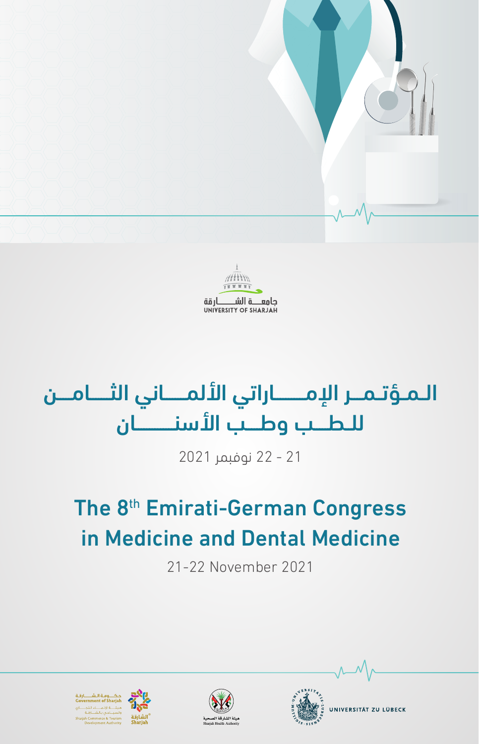جامعة الشارقة
UNIVERSITY OF SHARJAH

# المؤتمر الإماراتي الألماني الثامن للطب وطب الأسنان

21 - 22 نوفمبر 2021

# The 8th Emirati-German Congress in Medicine and Dental Medicine

21-22 November 2021

حكومة الشارقة
Government of Sharjah
هيئة الإنماء التجاري والسياحي بالشارقة
Sharjah Commerce & Tourism Development Authority
الشارقة
Sharjah

هيئة الشارقة الصحية
Sharjah Health Authority

UNIVERSITÄT ZU LÜBECK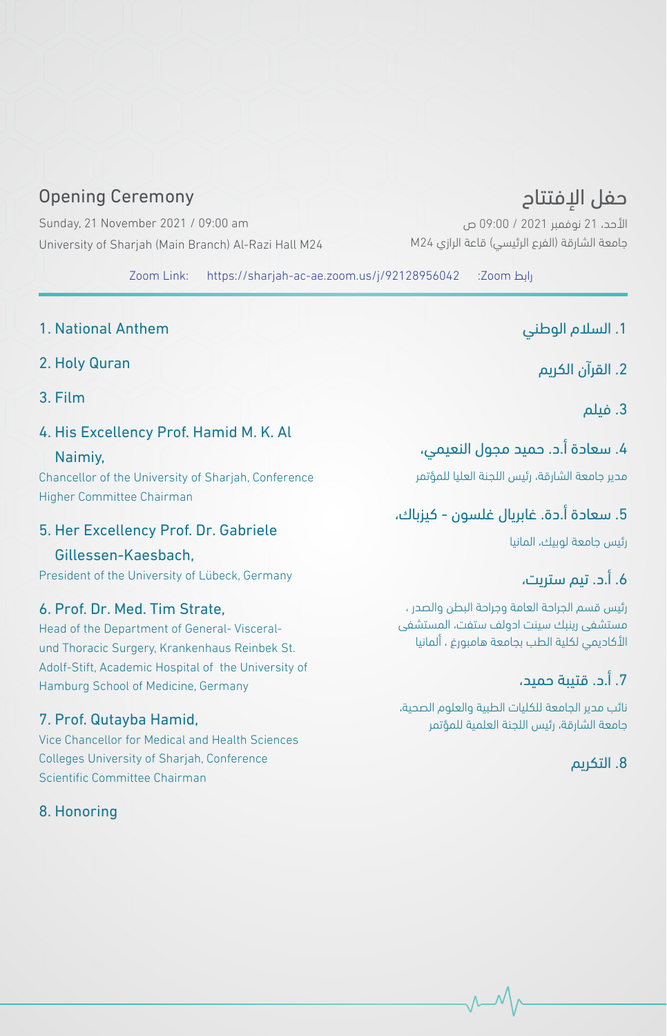## Opening Ceremony

Sunday, 21 November 2021 / 09:00 am

University of Sharjah (Main Branch) Al-Razi Hall M24

Zoom Link: https://sharjah-ac-ae.zoom.us/j/92128956042

1. National Anthem
2. Holy Quran
3. Film
4. His Excellency Prof. Hamid M. K. Al Naimiy,
   Chancellor of the University of Sharjah, Conference Higher Committee Chairman
5. Her Excellency Prof. Dr. Gabriele Gillessen-Kaesbach,
   President of the University of Lübeck, Germany
6. Prof. Dr. Med. Tim Strate,
   Head of the Department of General- Visceral- und Thoracic Surgery, Krankenhaus Reinbek St. Adolf-Stift, Academic Hospital of the University of Hamburg School of Medicine, Germany
7. Prof. Qutayba Hamid,
   Vice Chancellor for Medical and Health Sciences Colleges University of Sharjah, Conference Scientific Committee Chairman
8. Honoring

## حفل الإفتتاح

الأحد، 21 نوفمبر 2021 / 09:00 ص

جامعة الشارقة (الفرع الرئيسي) قاعة الرازي M24

رابط Zoom:

1. السلام الوطني
2. القرآن الكريم
3. فيلم
4. سعادة أ.د. حميد مجول النعيمي،
   مدير جامعة الشارقة، رئيس اللجنة العليا للمؤتمر
5. سعادة أ.دة. غابريال غلسون - كيزباك،
   رئيس جامعة لوبيك، المانيا
6. أ.د. تيم ستريت،
   رئيس قسم الجراحة العامة وجراحة البطن والصدر ، مستشفى رينبك سينت ادولف ستفت، المستشفى الأكاديمي لكلية الطب بجامعة هامبورغ ، ألمانيا
7. أ.د. قتيبة حميد،
   نائب مدير الجامعة للكليات الطبية والعلوم الصحية، جامعة الشارقة، رئيس اللجنة العلمية للمؤتمر
8. التكريم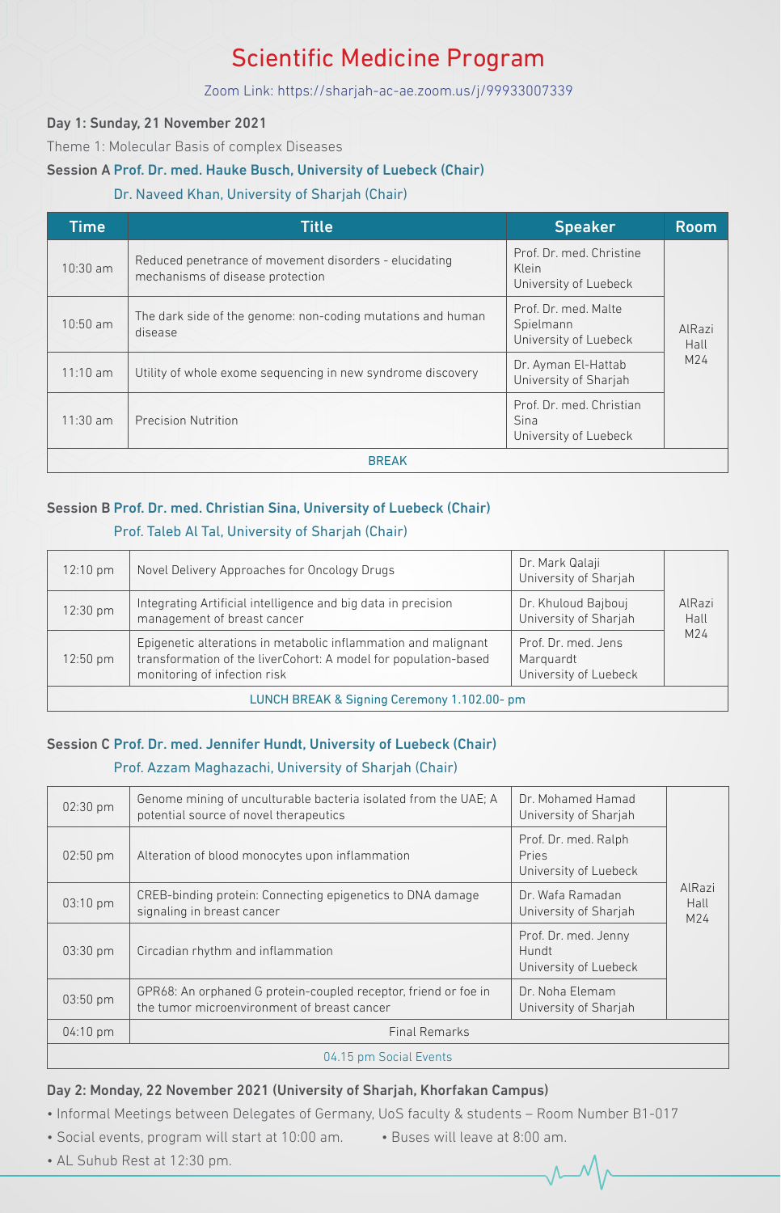# Scientific Medicine Program

Zoom Link: https://sharjah-ac-ae.zoom.us/j/99933007339

**Day 1: Sunday, 21 November 2021**

Theme 1: Molecular Basis of complex Diseases

**Session A Prof. Dr. med. Hauke Busch, University of Luebeck (Chair)**

Dr. Naveed Khan, University of Sharjah (Chair)

| Time | Title | Speaker | Room |
|---|---|---|---|
| 10:30 am | Reduced penetrance of movement disorders - elucidating mechanisms of disease protection | Prof. Dr. med. Christine Klein University of Luebeck | AlRazi Hall M24 |
| 10:50 am | The dark side of the genome: non-coding mutations and human disease | Prof. Dr. med. Malte Spielmann University of Luebeck | |
| 11:10 am | Utility of whole exome sequencing in new syndrome discovery | Dr. Ayman El-Hattab University of Sharjah | |
| 11:30 am | Precision Nutrition | Prof. Dr. med. Christian Sina University of Luebeck | |
| BREAK | | | |

**Session B Prof. Dr. med. Christian Sina, University of Luebeck (Chair)**

Prof. Taleb Al Tal, University of Sharjah (Chair)

| Time | Title | Speaker | Room |
|---|---|---|---|
| 12:10 pm | Novel Delivery Approaches for Oncology Drugs | Dr. Mark Qalaji University of Sharjah | AlRazi Hall M24 |
| 12:30 pm | Integrating Artificial intelligence and big data in precision management of breast cancer | Dr. Khuloud Bajbouj University of Sharjah | |
| 12:50 pm | Epigenetic alterations in metabolic inflammation and malignant transformation of the liverCohort: A model for population-based monitoring of infection risk | Prof. Dr. med. Jens Marquardt University of Luebeck | |
| LUNCH BREAK & Signing Ceremony 1.102.00- pm | | | |

**Session C Prof. Dr. med. Jennifer Hundt, University of Luebeck (Chair)**

Prof. Azzam Maghazachi, University of Sharjah (Chair)

| Time | Title | Speaker | Room |
|---|---|---|---|
| 02:30 pm | Genome mining of unculturable bacteria isolated from the UAE; A potential source of novel therapeutics | Dr. Mohamed Hamad University of Sharjah | AlRazi Hall M24 |
| 02:50 pm | Alteration of blood monocytes upon inflammation | Prof. Dr. med. Ralph Pries University of Luebeck | |
| 03:10 pm | CREB-binding protein: Connecting epigenetics to DNA damage signaling in breast cancer | Dr. Wafa Ramadan University of Sharjah | |
| 03:30 pm | Circadian rhythm and inflammation | Prof. Dr. med. Jenny Hundt University of Luebeck | |
| 03:50 pm | GPR68: An orphaned G protein-coupled receptor, friend or foe in the tumor microenvironment of breast cancer | Dr. Noha Elemam University of Sharjah | |
| 04:10 pm | Final Remarks | | |
| 04.15 pm Social Events | | | |

**Day 2: Monday, 22 November 2021 (University of Sharjah, Khorfakan Campus)**

- Informal Meetings between Delegates of Germany, UoS faculty & students – Room Number B1-017
- Social events, program will start at 10:00 am.
- Buses will leave at 8:00 am.
- AL Suhub Rest at 12:30 pm.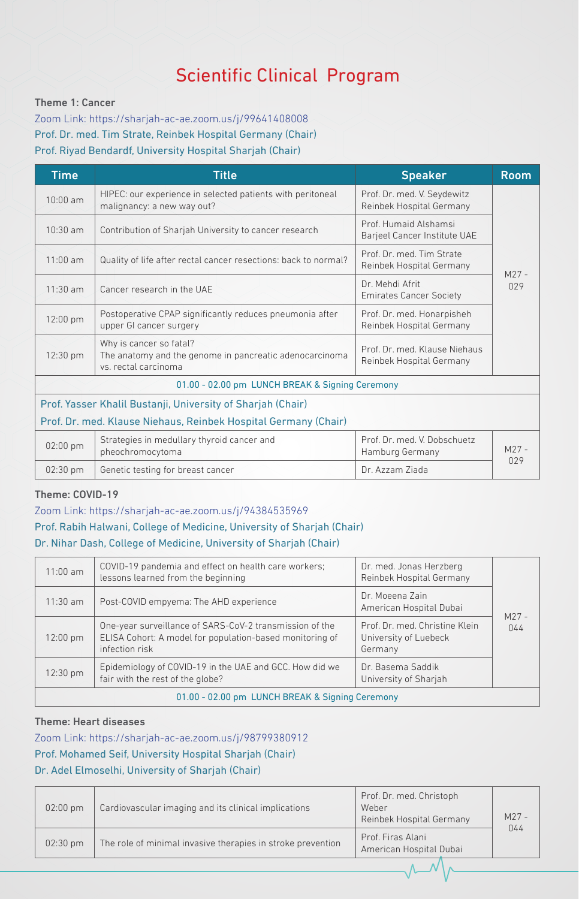# Scientific Clinical Program

**Theme 1: Cancer**

Zoom Link: https://sharjah-ac-ae.zoom.us/j/99641408008

Prof. Dr. med. Tim Strate, Reinbek Hospital Germany (Chair)

Prof. Riyad Bendardf, University Hospital Sharjah (Chair)

| Time | Title | Speaker | Room |
|---|---|---|---|
| 10:00 am | HIPEC: our experience in selected patients with peritoneal malignancy: a new way out? | Prof. Dr. med. V. Seydewitz Reinbek Hospital Germany | M27 - 029 |
| 10:30 am | Contribution of Sharjah University to cancer research | Prof. Humaid Alshamsi Barjeel Cancer Institute UAE | |
| 11:00 am | Quality of life after rectal cancer resections: back to normal? | Prof. Dr. med. Tim Strate Reinbek Hospital Germany | |
| 11:30 am | Cancer research in the UAE | Dr. Mehdi Afrit Emirates Cancer Society | |
| 12:00 pm | Postoperative CPAP significantly reduces pneumonia after upper GI cancer surgery | Prof. Dr. med. Honarpisheh Reinbek Hospital Germany | |
| 12:30 pm | Why is cancer so fatal? The anatomy and the genome in pancreatic adenocarcinoma vs. rectal carcinoma | Prof. Dr. med. Klause Niehaus Reinbek Hospital Germany | |
| 01.00 - 02.00 pm LUNCH BREAK & Signing Ceremony | | | |
| Prof. Yasser Khalil Bustanji, University of Sharjah (Chair) Prof. Dr. med. Klause Niehaus, Reinbek Hospital Germany (Chair) | | | |
| 02:00 pm | Strategies in medullary thyroid cancer and pheochromocytoma | Prof. Dr. med. V. Dobschuetz Hamburg Germany | M27 - 029 |
| 02:30 pm | Genetic testing for breast cancer | Dr. Azzam Ziada | |

**Theme: COVID-19**

Zoom Link: https://sharjah-ac-ae.zoom.us/j/94384535969

Prof. Rabih Halwani, College of Medicine, University of Sharjah (Chair)

Dr. Nihar Dash, College of Medicine, University of Sharjah (Chair)

| Time | Title | Speaker | Room |
|---|---|---|---|
| 11:00 am | COVID-19 pandemia and effect on health care workers; lessons learned from the beginning | Dr. med. Jonas Herzberg Reinbek Hospital Germany | M27 - 044 |
| 11:30 am | Post-COVID empyema: The AHD experience | Dr. Moeena Zain American Hospital Dubai | |
| 12:00 pm | One-year surveillance of SARS-CoV-2 transmission of the ELISA Cohort: A model for population-based monitoring of infection risk | Prof. Dr. med. Christine Klein University of Luebeck Germany | |
| 12:30 pm | Epidemiology of COVID-19 in the UAE and GCC. How did we fair with the rest of the globe? | Dr. Basema Saddik University of Sharjah | |
| 01.00 - 02.00 pm LUNCH BREAK & Signing Ceremony | | | |

**Theme: Heart diseases**

Zoom Link: https://sharjah-ac-ae.zoom.us/j/98799380912

Prof. Mohamed Seif, University Hospital Sharjah (Chair)

Dr. Adel Elmoselhi, University of Sharjah (Chair)

| Time | Title | Speaker | Room |
|---|---|---|---|
| 02:00 pm | Cardiovascular imaging and its clinical implications | Prof. Dr. med. Christoph Weber Reinbek Hospital Germany | M27 - 044 |
| 02:30 pm | The role of minimal invasive therapies in stroke prevention | Prof. Firas Alani American Hospital Dubai | |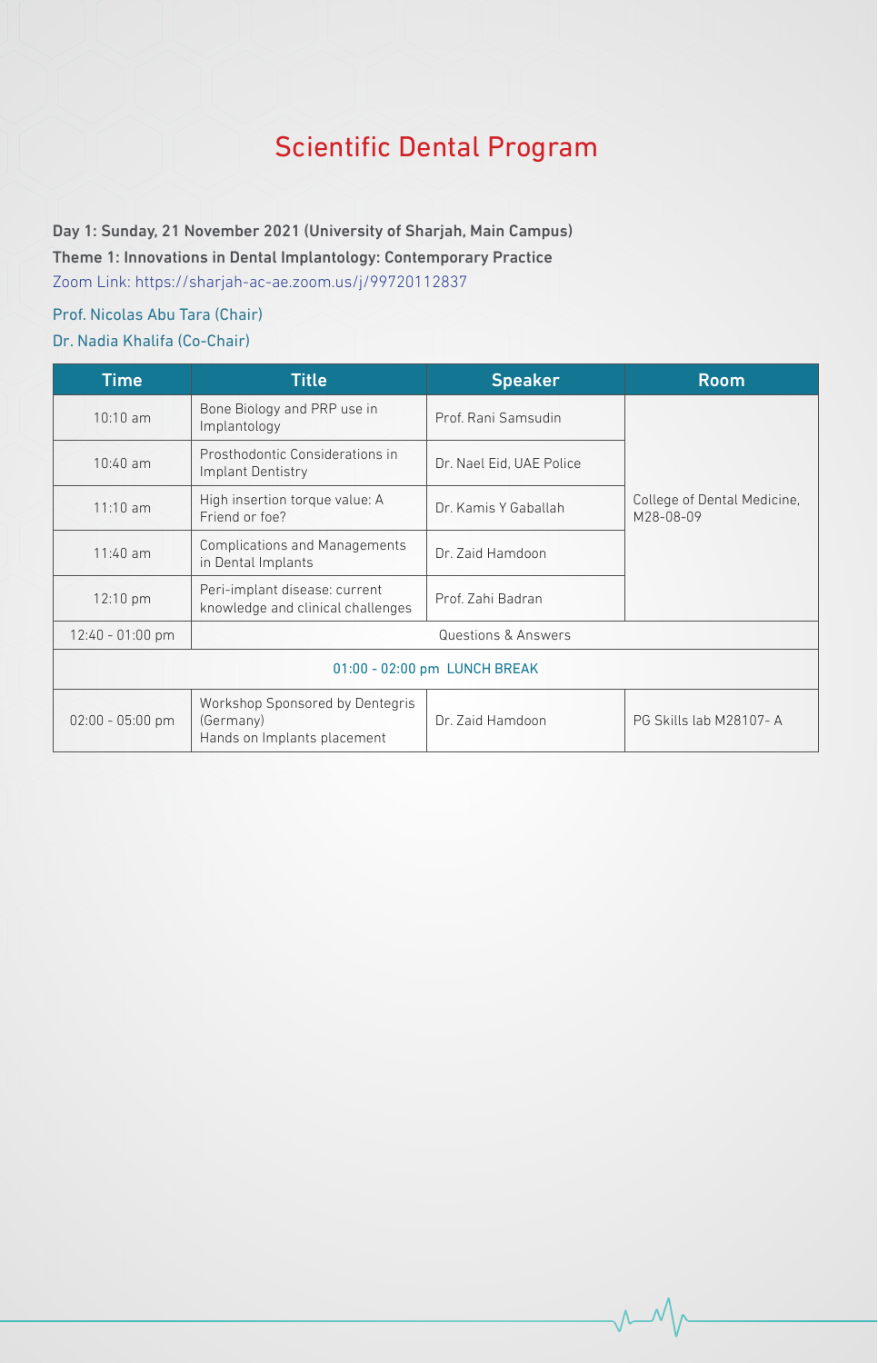# Scientific Dental Program

**Day 1: Sunday, 21 November 2021 (University of Sharjah, Main Campus)**

**Theme 1: Innovations in Dental Implantology: Contemporary Practice**

Zoom Link: https://sharjah-ac-ae.zoom.us/j/99720112837

Prof. Nicolas Abu Tara (Chair)

Dr. Nadia Khalifa (Co-Chair)

| Time | Title | Speaker | Room |
|---|---|---|---|
| 10:10 am | Bone Biology and PRP use in Implantology | Prof. Rani Samsudin | College of Dental Medicine, M28-08-09 |
| 10:40 am | Prosthodontic Considerations in Implant Dentistry | Dr. Nael Eid, UAE Police | |
| 11:10 am | High insertion torque value: A Friend or foe? | Dr. Kamis Y Gaballah | |
| 11:40 am | Complications and Managements in Dental Implants | Dr. Zaid Hamdoon | |
| 12:10 pm | Peri-implant disease: current knowledge and clinical challenges | Prof. Zahi Badran | |
| 12:40 - 01:00 pm | Questions & Answers | | |
| 01:00 - 02:00 pm LUNCH BREAK | | | |
| 02:00 - 05:00 pm | Workshop Sponsored by Dentegris (Germany) Hands on Implants placement | Dr. Zaid Hamdoon | PG Skills lab M28107- A |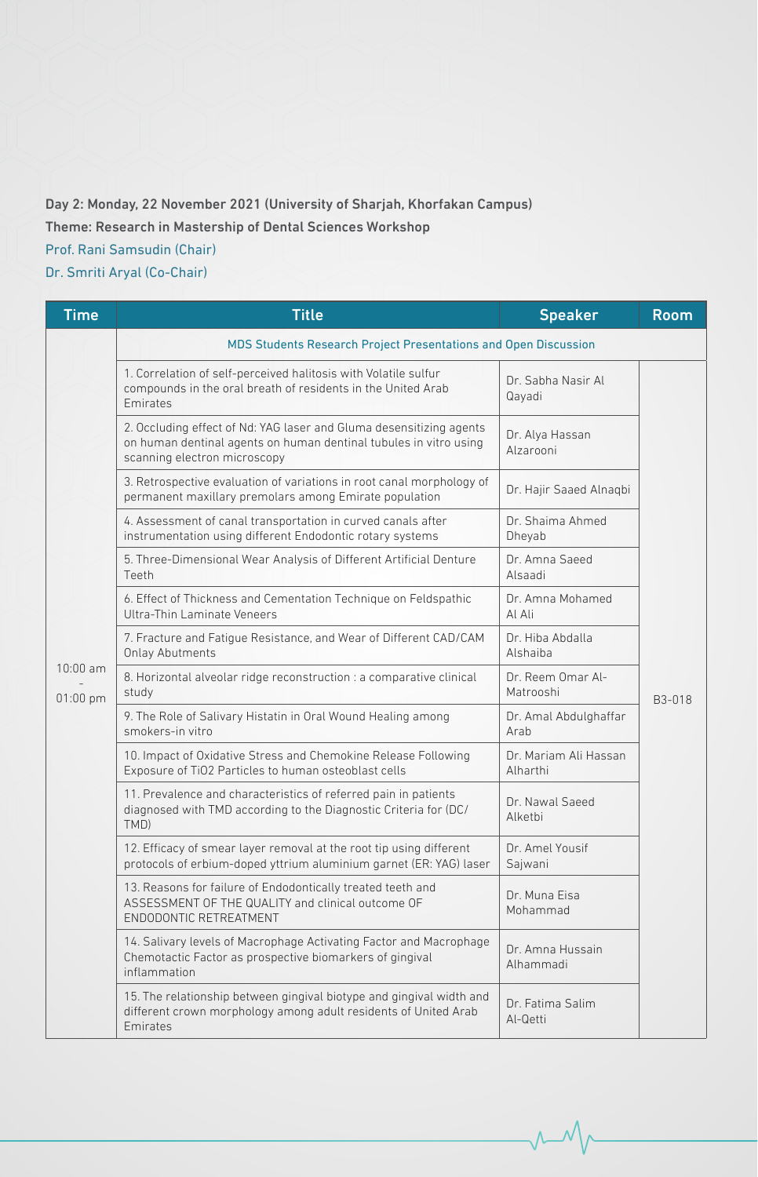**Day 2: Monday, 22 November 2021 (University of Sharjah, Khorfakan Campus)**

**Theme: Research in Mastership of Dental Sciences Workshop**

Prof. Rani Samsudin (Chair)

Dr. Smriti Aryal (Co-Chair)

| Time | Title | Speaker | Room |
|---|---|---|---|
| 10:00 am - 01:00 pm | MDS Students Research Project Presentations and Open Discussion | | B3-018 |
| | 1. Correlation of self-perceived halitosis with Volatile sulfur compounds in the oral breath of residents in the United Arab Emirates | Dr. Sabha Nasir Al Qayadi | |
| | 2. Occluding effect of Nd: YAG laser and Gluma desensitizing agents on human dentinal agents on human dentinal tubules in vitro using scanning electron microscopy | Dr. Alya Hassan Alzarooni | |
| | 3. Retrospective evaluation of variations in root canal morphology of permanent maxillary premolars among Emirate population | Dr. Hajir Saeed Alnaqbi | |
| | 4. Assessment of canal transportation in curved canals after instrumentation using different Endodontic rotary systems | Dr. Shaima Ahmed Dheyab | |
| | 5. Three-Dimensional Wear Analysis of Different Artificial Denture Teeth | Dr. Amna Saeed Alsaadi | |
| | 6. Effect of Thickness and Cementation Technique on Feldspathic Ultra-Thin Laminate Veneers | Dr. Amna Mohamed Al Ali | |
| | 7. Fracture and Fatigue Resistance, and Wear of Different CAD/CAM Onlay Abutments | Dr. Hiba Abdalla Alshaiba | |
| | 8. Horizontal alveolar ridge reconstruction : a comparative clinical study | Dr. Reem Omar Al-Matrooshi | |
| | 9. The Role of Salivary Histatin in Oral Wound Healing among smokers-in vitro | Dr. Amal Abdulghaffar Arab | |
| | 10. Impact of Oxidative Stress and Chemokine Release Following Exposure of $TiO_2$ Particles to human osteoblast cells | Dr. Mariam Ali Hassan Alharthi | |
| | 11. Prevalence and characteristics of referred pain in patients diagnosed with TMD according to the Diagnostic Criteria for (DC/TMD) | Dr. Nawal Saeed Alketbi | |
| | 12. Efficacy of smear layer removal at the root tip using different protocols of erbium-doped yttrium aluminium garnet (ER: YAG) laser | Dr. Amel Yousif Sajwani | |
| | 13. Reasons for failure of Endodontically treated teeth and ASSESSMENT OF THE QUALITY and clinical outcome OF ENDODONTIC RETREATMENT | Dr. Muna Eisa Mohammad | |
| | 14. Salivary levels of Macrophage Activating Factor and Macrophage Chemotactic Factor as prospective biomarkers of gingival inflammation | Dr. Amna Hussain Alhammadi | |
| | 15. The relationship between gingival biotype and gingival width and different crown morphology among adult residents of United Arab Emirates | Dr. Fatima Salim Al-Qetti | |